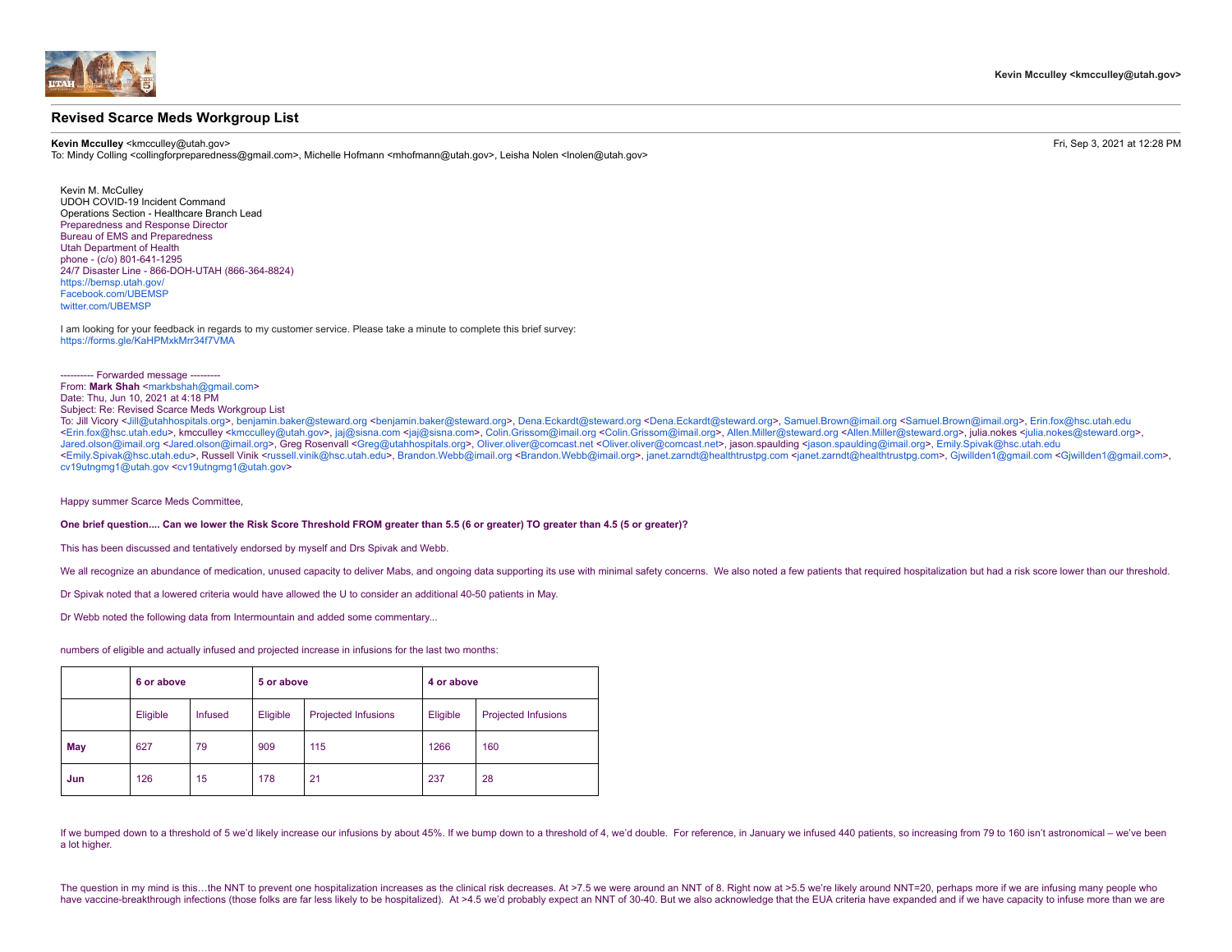Kevin Mcculley <kmcculley@utah.gov>

# Revised Scarce Meds Workgroup List

**Kevin Mcculley** <kmcculley@utah.gov> Fri, Sep 3, 2021 at 12:28 PM
To: Mindy Colling <collingforpreparedness@gmail.com>, Michelle Hofmann <mhofmann@utah.gov>, Leisha Nolen <lnolen@utah.gov>

Kevin M. McCulley
UDOH COVID-19 Incident Command
Operations Section - Healthcare Branch Lead
Preparedness and Response Director
Bureau of EMS and Preparedness
Utah Department of Health
phone - (c/o) 801-641-1295
24/7 Disaster Line - 866-DOH-UTAH (866-364-8824)
https://bemsp.utah.gov/
Facebook.com/UBEMSP
twitter.com/UBEMSP

I am looking for your feedback in regards to my customer service. Please take a minute to complete this brief survey:
https://forms.gle/KaHPMxkMrr34f7VMA

---------- Forwarded message ---------
From: **Mark Shah** <markbshah@gmail.com>
Date: Thu, Jun 10, 2021 at 4:18 PM
Subject: Re: Revised Scarce Meds Workgroup List
To: Jill Vicory <Jill@utahhospitals.org>, benjamin.baker@steward.org <benjamin.baker@steward.org>, Dena.Eckardt@steward.org <Dena.Eckardt@steward.org>, Samuel.Brown@imail.org <Samuel.Brown@imail.org>, Erin.fox@hsc.utah.edu <Erin.fox@hsc.utah.edu>, kmcculley <kmcculley@utah.gov>, jaj@sisna.com <jaj@sisna.com>, Colin.Grissom@imail.org <Colin.Grissom@imail.org>, Allen.Miller@steward.org <Allen.Miller@steward.org>, julia.nokes <julia.nokes@steward.org>, Jared.olson@imail.org <Jared.olson@imail.org>, Greg Rosenvall <Greg@utahhospitals.org>, Oliver.oliver@comcast.net <Oliver.oliver@comcast.net>, jason.spaulding <jason.spaulding@imail.org>, Emily.Spivak@hsc.utah.edu <Emily.Spivak@hsc.utah.edu>, Russell Vinik <russell.vinik@hsc.utah.edu>, Brandon.Webb@imail.org <Brandon.Webb@imail.org>, janet.zarndt@healthtrustpg.com <janet.zarndt@healthtrustpg.com>, Gjwillden1@gmail.com <Gjwillden1@gmail.com>, cv19utngmg1@utah.gov <cv19utngmg1@utah.gov>

Happy summer Scarce Meds Committee,

**One brief question.... Can we lower the Risk Score Threshold FROM greater than 5.5 (6 or greater) TO greater than 4.5 (5 or greater)?**

This has been discussed and tentatively endorsed by myself and Drs Spivak and Webb.

We all recognize an abundance of medication, unused capacity to deliver Mabs, and ongoing data supporting its use with minimal safety concerns. We also noted a few patients that required hospitalization but had a risk score lower than our threshold.

Dr Spivak noted that a lowered criteria would have allowed the U to consider an additional 40-50 patients in May.

Dr Webb noted the following data from Intermountain and added some commentary...

numbers of eligible and actually infused and projected increase in infusions for the last two months:

| | 6 or above | | 5 or above | | 4 or above | |
|---|---|---|---|---|---|---|
| | Eligible | Infused | Eligible | Projected Infusions | Eligible | Projected Infusions |
| **May** | 627 | 79 | 909 | 115 | 1266 | 160 |
| **Jun** | 126 | 15 | 178 | 21 | 237 | 28 |

If we bumped down to a threshold of 5 we'd likely increase our infusions by about 45%. If we bump down to a threshold of 4, we'd double. For reference, in January we infused 440 patients, so increasing from 79 to 160 isn't astronomical – we've been a lot higher.

The question in my mind is this…the NNT to prevent one hospitalization increases as the clinical risk decreases. At >7.5 we were around an NNT of 8. Right now at >5.5 we're likely around NNT=20, perhaps more if we are infusing many people who have vaccine-breakthrough infections (those folks are far less likely to be hospitalized). At >4.5 we'd probably expect an NNT of 30-40. But we also acknowledge that the EUA criteria have expanded and if we have capacity to infuse more than we are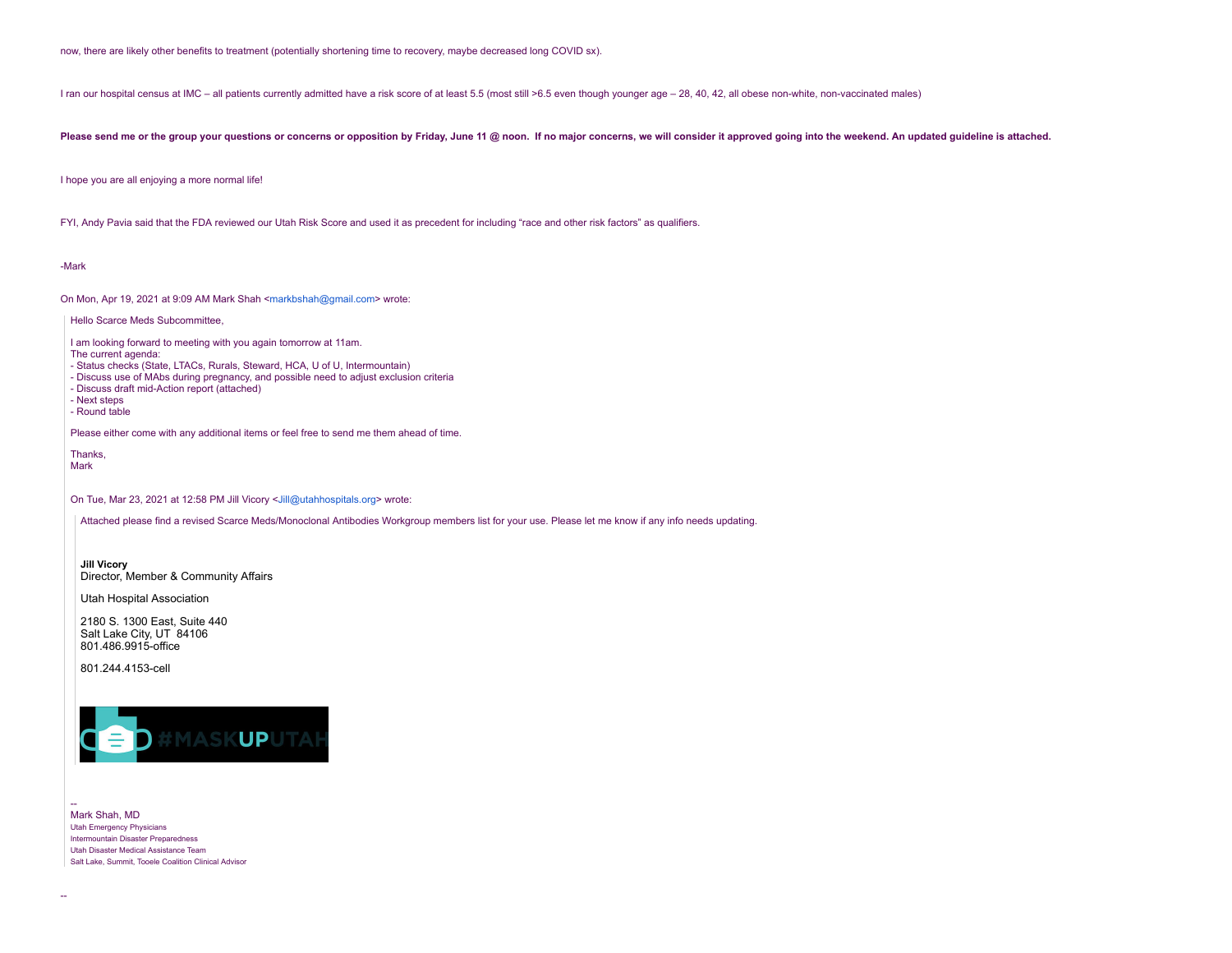now, there are likely other benefits to treatment (potentially shortening time to recovery, maybe decreased long COVID sx).

I ran our hospital census at IMC – all patients currently admitted have a risk score of at least 5.5 (most still >6.5 even though younger age – 28, 40, 42, all obese non-white, non-vaccinated males)

**Please send me or the group your questions or concerns or opposition by Friday, June 11 @ noon. If no major concerns, we will consider it approved going into the weekend. An updated guideline is attached.**

I hope you are all enjoying a more normal life!

FYI, Andy Pavia said that the FDA reviewed our Utah Risk Score and used it as precedent for including "race and other risk factors" as qualifiers.

-Mark

On Mon, Apr 19, 2021 at 9:09 AM Mark Shah <markbshah@gmail.com> wrote:

> Hello Scarce Meds Subcommittee,
>
> I am looking forward to meeting with you again tomorrow at 11am.
> The current agenda:
> - Status checks (State, LTACs, Rurals, Steward, HCA, U of U, Intermountain)
> - Discuss use of MAbs during pregnancy, and possible need to adjust exclusion criteria
> - Discuss draft mid-Action report (attached)
> - Next steps
> - Round table
>
> Please either come with any additional items or feel free to send me them ahead of time.
>
> Thanks,
> Mark
>
> On Tue, Mar 23, 2021 at 12:58 PM Jill Vicory <Jill@utahhospitals.org> wrote:
>
> > Attached please find a revised Scarce Meds/Monoclonal Antibodies Workgroup members list for your use. Please let me know if any info needs updating.
> >
> > **Jill Vicory**
> > Director, Member & Community Affairs
> >
> > Utah Hospital Association
> >
> > 2180 S. 1300 East, Suite 440
> > Salt Lake City, UT 84106
> > 801.486.9915-office
> >
> > 801.244.4153-cell
> >
> > #MASKUPUTAH
>
> --
> Mark Shah, MD
> Utah Emergency Physicians
> Intermountain Disaster Preparedness
> Utah Disaster Medical Assistance Team
> Salt Lake, Summit, Tooele Coalition Clinical Advisor

--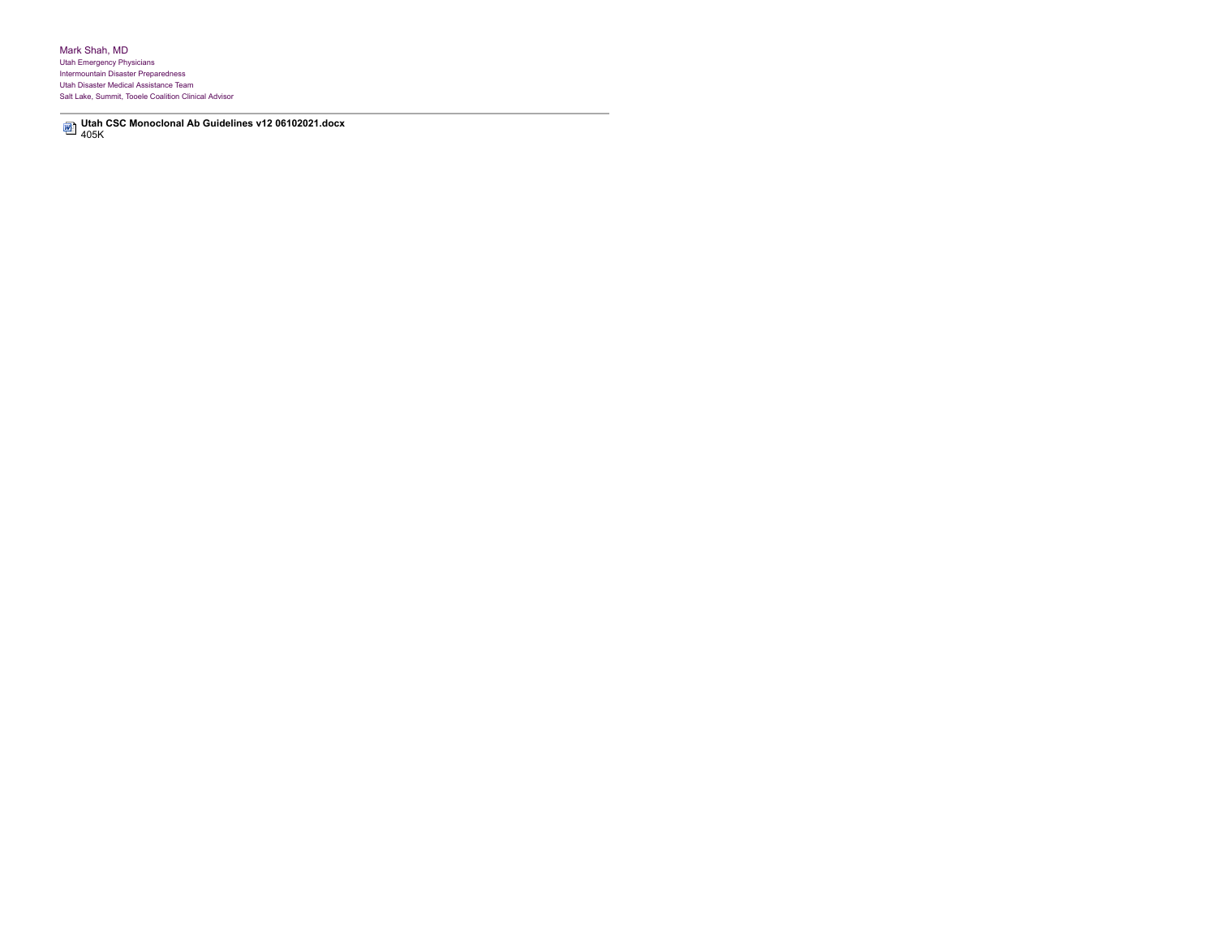Mark Shah, MD
Utah Emergency Physicians
Intermountain Disaster Preparedness
Utah Disaster Medical Assistance Team
Salt Lake, Summit, Tooele Coalition Clinical Advisor

---

**Utah CSC Monoclonal Ab Guidelines v12 06102021.docx**
405K